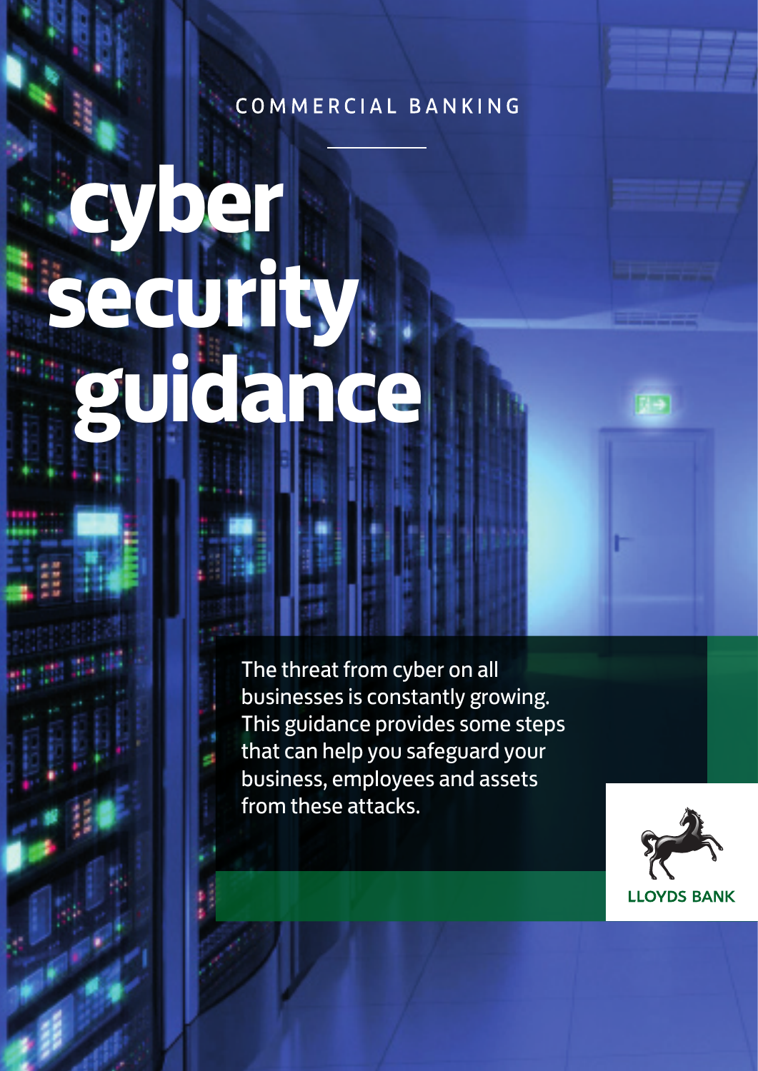COMMERCIAL BANKING

# cyber security guidance

The threat from cyber on all businesses is constantly growing. This guidance provides some steps that can help you safeguard your business, employees and assets from these attacks.

LLOYDS BANK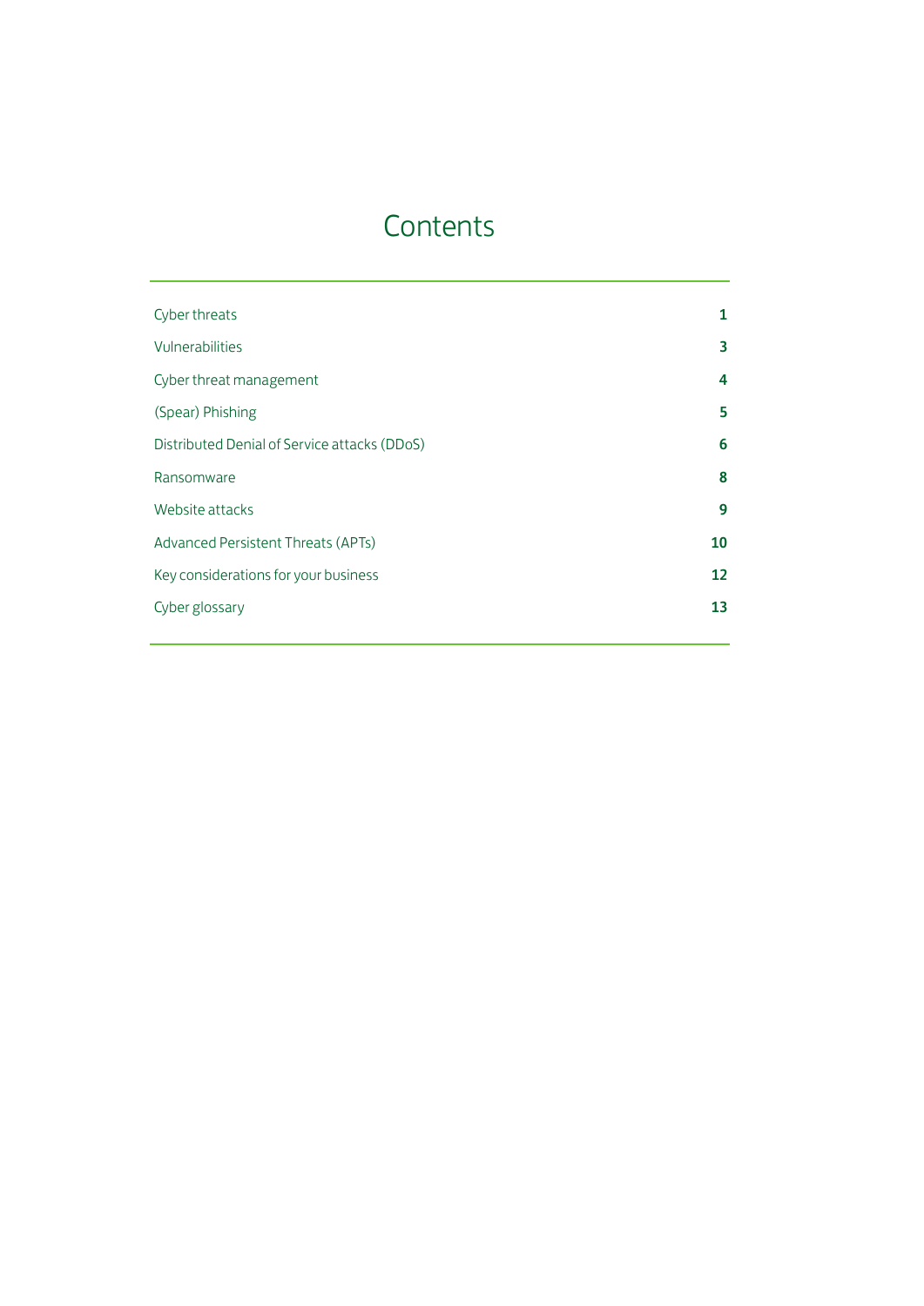# Contents

| | |
|---|---|
| Cyber threats | 1 |
| Vulnerabilities | 3 |
| Cyber threat management | 4 |
| (Spear) Phishing | 5 |
| Distributed Denial of Service attacks (DDoS) | 6 |
| Ransomware | 8 |
| Website attacks | 9 |
| Advanced Persistent Threats (APTs) | 10 |
| Key considerations for your business | 12 |
| Cyber glossary | 13 |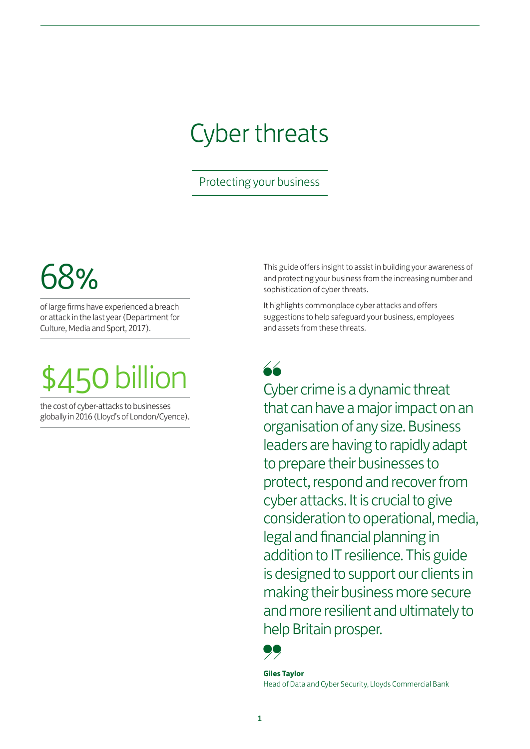# Cyber threats

## Protecting your business

**68%**

of large firms have experienced a breach or attack in the last year (Department for Culture, Media and Sport, 2017).

**$450 billion**

the cost of cyber-attacks to businesses globally in 2016 (Lloyd's of London/Cyence).

This guide offers insight to assist in building your awareness of and protecting your business from the increasing number and sophistication of cyber threats.

It highlights commonplace cyber attacks and offers suggestions to help safeguard your business, employees and assets from these threats.

> Cyber crime is a dynamic threat that can have a major impact on an organisation of any size. Business leaders are having to rapidly adapt to prepare their businesses to protect, respond and recover from cyber attacks. It is crucial to give consideration to operational, media, legal and financial planning in addition to IT resilience. This guide is designed to support our clients in making their business more secure and more resilient and ultimately to help Britain prosper.

**Giles Taylor**
Head of Data and Cyber Security, Lloyds Commercial Bank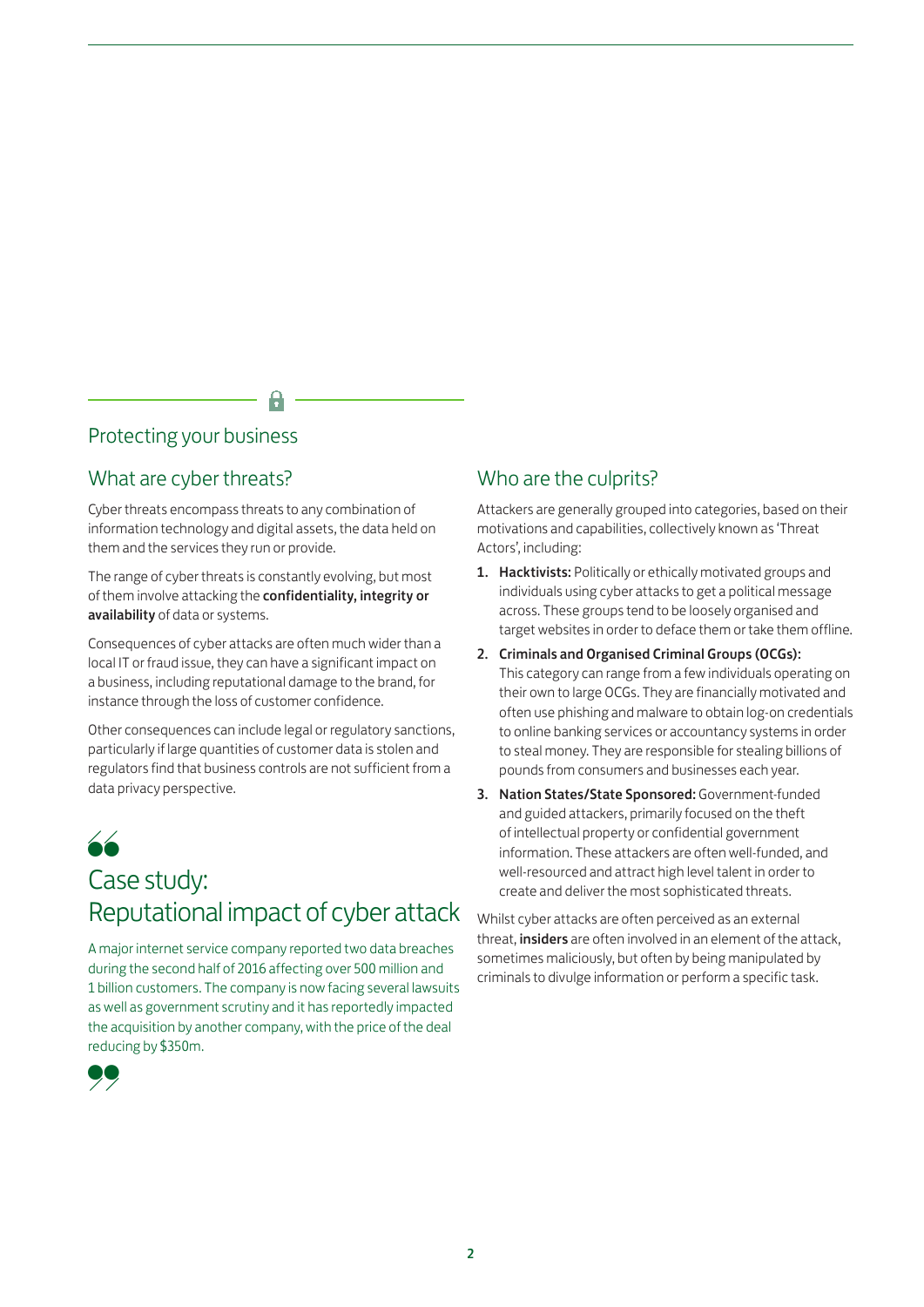## Protecting your business

### What are cyber threats?

Cyber threats encompass threats to any combination of information technology and digital assets, the data held on them and the services they run or provide.

The range of cyber threats is constantly evolving, but most of them involve attacking the **confidentiality, integrity or availability** of data or systems.

Consequences of cyber attacks are often much wider than a local IT or fraud issue, they can have a significant impact on a business, including reputational damage to the brand, for instance through the loss of customer confidence.

Other consequences can include legal or regulatory sanctions, particularly if large quantities of customer data is stolen and regulators find that business controls are not sufficient from a data privacy perspective.

### Case study: Reputational impact of cyber attack

> A major internet service company reported two data breaches during the second half of 2016 affecting over 500 million and 1 billion customers. The company is now facing several lawsuits as well as government scrutiny and it has reportedly impacted the acquisition by another company, with the price of the deal reducing by $350m.

### Who are the culprits?

Attackers are generally grouped into categories, based on their motivations and capabilities, collectively known as 'Threat Actors', including:

1. **Hacktivists:** Politically or ethically motivated groups and individuals using cyber attacks to get a political message across. These groups tend to be loosely organised and target websites in order to deface them or take them offline.
2. **Criminals and Organised Criminal Groups (OCGs):** This category can range from a few individuals operating on their own to large OCGs. They are financially motivated and often use phishing and malware to obtain log-on credentials to online banking services or accountancy systems in order to steal money. They are responsible for stealing billions of pounds from consumers and businesses each year.
3. **Nation States/State Sponsored:** Government-funded and guided attackers, primarily focused on the theft of intellectual property or confidential government information. These attackers are often well-funded, and well-resourced and attract high level talent in order to create and deliver the most sophisticated threats.

Whilst cyber attacks are often perceived as an external threat, **insiders** are often involved in an element of the attack, sometimes maliciously, but often by being manipulated by criminals to divulge information or perform a specific task.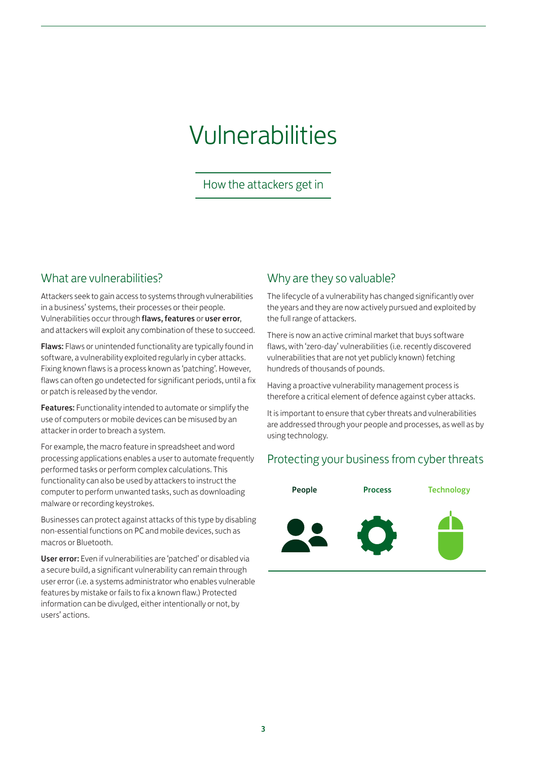# Vulnerabilities

## How the attackers get in

### What are vulnerabilities?

Attackers seek to gain access to systems through vulnerabilities in a business' systems, their processes or their people. Vulnerabilities occur through **flaws, features** or **user error**, and attackers will exploit any combination of these to succeed.

**Flaws:** Flaws or unintended functionality are typically found in software, a vulnerability exploited regularly in cyber attacks. Fixing known flaws is a process known as 'patching'. However, flaws can often go undetected for significant periods, until a fix or patch is released by the vendor.

**Features:** Functionality intended to automate or simplify the use of computers or mobile devices can be misused by an attacker in order to breach a system.

For example, the macro feature in spreadsheet and word processing applications enables a user to automate frequently performed tasks or perform complex calculations. This functionality can also be used by attackers to instruct the computer to perform unwanted tasks, such as downloading malware or recording keystrokes.

Businesses can protect against attacks of this type by disabling non-essential functions on PC and mobile devices, such as macros or Bluetooth.

**User error:** Even if vulnerabilities are 'patched' or disabled via a secure build, a significant vulnerability can remain through user error (i.e. a systems administrator who enables vulnerable features by mistake or fails to fix a known flaw.) Protected information can be divulged, either intentionally or not, by users' actions.

### Why are they so valuable?

The lifecycle of a vulnerability has changed significantly over the years and they are now actively pursued and exploited by the full range of attackers.

There is now an active criminal market that buys software flaws, with 'zero-day' vulnerabilities (i.e. recently discovered vulnerabilities that are not yet publicly known) fetching hundreds of thousands of pounds.

Having a proactive vulnerability management process is therefore a critical element of defence against cyber attacks.

It is important to ensure that cyber threats and vulnerabilities are addressed through your people and processes, as well as by using technology.

### Protecting your business from cyber threats

**People** **Process** **Technology**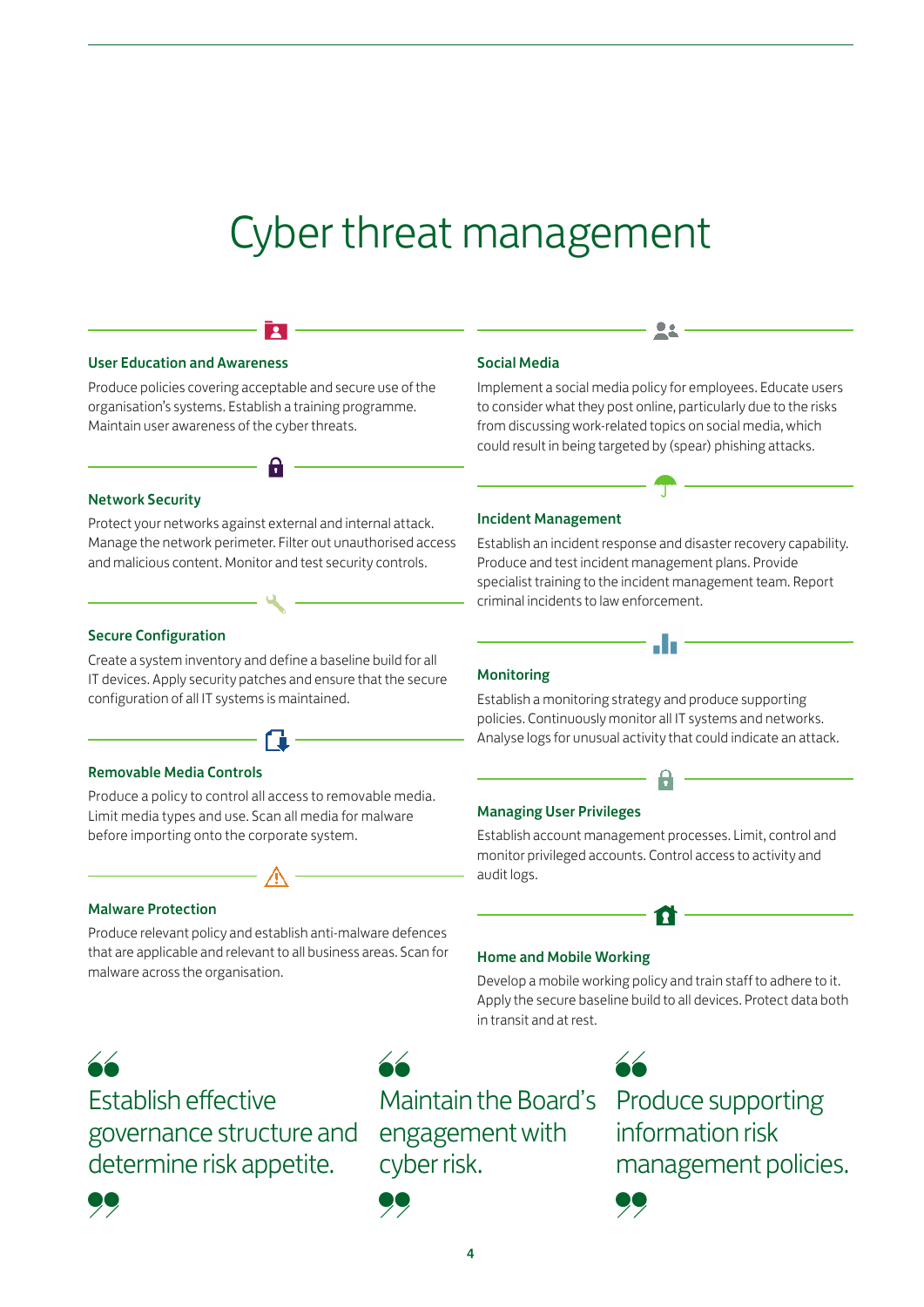# Cyber threat management

### User Education and Awareness

Produce policies covering acceptable and secure use of the organisation's systems. Establish a training programme. Maintain user awareness of the cyber threats.

### Network Security

Protect your networks against external and internal attack. Manage the network perimeter. Filter out unauthorised access and malicious content. Monitor and test security controls.

### Secure Configuration

Create a system inventory and define a baseline build for all IT devices. Apply security patches and ensure that the secure configuration of all IT systems is maintained.

### Removable Media Controls

Produce a policy to control all access to removable media. Limit media types and use. Scan all media for malware before importing onto the corporate system.

### Malware Protection

Produce relevant policy and establish anti-malware defences that are applicable and relevant to all business areas. Scan for malware across the organisation.

### Social Media

Implement a social media policy for employees. Educate users to consider what they post online, particularly due to the risks from discussing work-related topics on social media, which could result in being targeted by (spear) phishing attacks.

### Incident Management

Establish an incident response and disaster recovery capability. Produce and test incident management plans. Provide specialist training to the incident management team. Report criminal incidents to law enforcement.

### Monitoring

Establish a monitoring strategy and produce supporting policies. Continuously monitor all IT systems and networks. Analyse logs for unusual activity that could indicate an attack.

### Managing User Privileges

Establish account management processes. Limit, control and monitor privileged accounts. Control access to activity and audit logs.

### Home and Mobile Working

Develop a mobile working policy and train staff to adhere to it. Apply the secure baseline build to all devices. Protect data both in transit and at rest.

> Establish effective governance structure and determine risk appetite.

> Maintain the Board's engagement with cyber risk.

> Produce supporting information risk management policies.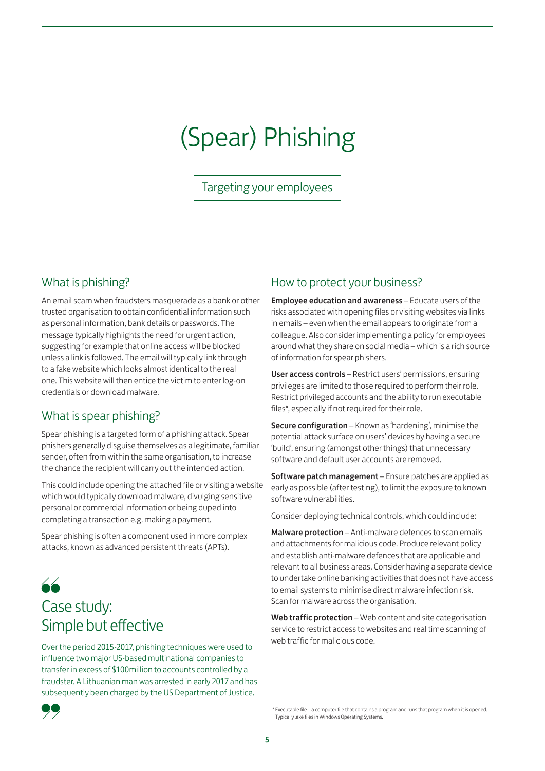# (Spear) Phishing

Targeting your employees

## What is phishing?

An email scam when fraudsters masquerade as a bank or other trusted organisation to obtain confidential information such as personal information, bank details or passwords. The message typically highlights the need for urgent action, suggesting for example that online access will be blocked unless a link is followed. The email will typically link through to a fake website which looks almost identical to the real one. This website will then entice the victim to enter log-on credentials or download malware.

## What is spear phishing?

Spear phishing is a targeted form of a phishing attack. Spear phishers generally disguise themselves as a legitimate, familiar sender, often from within the same organisation, to increase the chance the recipient will carry out the intended action.

This could include opening the attached file or visiting a website which would typically download malware, divulging sensitive personal or commercial information or being duped into completing a transaction e.g. making a payment.

Spear phishing is often a component used in more complex attacks, known as advanced persistent threats (APTs).

## Case study: Simple but effective

Over the period 2015-2017, phishing techniques were used to influence two major US-based multinational companies to transfer in excess of $100million to accounts controlled by a fraudster. A Lithuanian man was arrested in early 2017 and has subsequently been charged by the US Department of Justice.

## How to protect your business?

**Employee education and awareness** – Educate users of the risks associated with opening files or visiting websites via links in emails – even when the email appears to originate from a colleague. Also consider implementing a policy for employees around what they share on social media – which is a rich source of information for spear phishers.

**User access controls** – Restrict users' permissions, ensuring privileges are limited to those required to perform their role. Restrict privileged accounts and the ability to run executable files*, especially if not required for their role.

**Secure configuration** – Known as 'hardening', minimise the potential attack surface on users' devices by having a secure 'build', ensuring (amongst other things) that unnecessary software and default user accounts are removed.

**Software patch management** – Ensure patches are applied as early as possible (after testing), to limit the exposure to known software vulnerabilities.

Consider deploying technical controls, which could include:

**Malware protection** – Anti-malware defences to scan emails and attachments for malicious code. Produce relevant policy and establish anti-malware defences that are applicable and relevant to all business areas. Consider having a separate device to undertake online banking activities that does not have access to email systems to minimise direct malware infection risk. Scan for malware across the organisation.

**Web traffic protection** – Web content and site categorisation service to restrict access to websites and real time scanning of web traffic for malicious code.

* Executable file – a computer file that contains a program and runs that program when it is opened. Typically .exe files in Windows Operating Systems.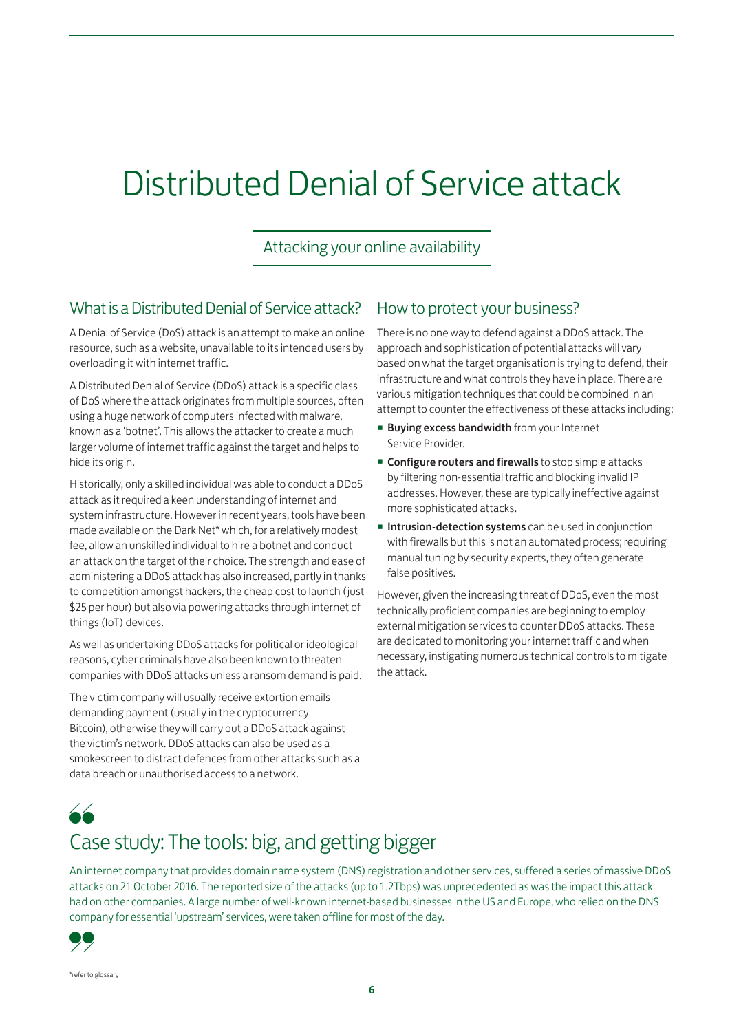# Distributed Denial of Service attack

Attacking your online availability

## What is a Distributed Denial of Service attack?

A Denial of Service (DoS) attack is an attempt to make an online resource, such as a website, unavailable to its intended users by overloading it with internet traffic.

A Distributed Denial of Service (DDoS) attack is a specific class of DoS where the attack originates from multiple sources, often using a huge network of computers infected with malware, known as a 'botnet'. This allows the attacker to create a much larger volume of internet traffic against the target and helps to hide its origin.

Historically, only a skilled individual was able to conduct a DDoS attack as it required a keen understanding of internet and system infrastructure. However in recent years, tools have been made available on the Dark Net* which, for a relatively modest fee, allow an unskilled individual to hire a botnet and conduct an attack on the target of their choice. The strength and ease of administering a DDoS attack has also increased, partly in thanks to competition amongst hackers, the cheap cost to launch (just $25 per hour) but also via powering attacks through internet of things (IoT) devices.

As well as undertaking DDoS attacks for political or ideological reasons, cyber criminals have also been known to threaten companies with DDoS attacks unless a ransom demand is paid.

The victim company will usually receive extortion emails demanding payment (usually in the cryptocurrency Bitcoin), otherwise they will carry out a DDoS attack against the victim's network. DDoS attacks can also be used as a smokescreen to distract defences from other attacks such as a data breach or unauthorised access to a network.

## How to protect your business?

There is no one way to defend against a DDoS attack. The approach and sophistication of potential attacks will vary based on what the target organisation is trying to defend, their infrastructure and what controls they have in place. There are various mitigation techniques that could be combined in an attempt to counter the effectiveness of these attacks including:

- **Buying excess bandwidth** from your Internet Service Provider.
- **Configure routers and firewalls** to stop simple attacks by filtering non-essential traffic and blocking invalid IP addresses. However, these are typically ineffective against more sophisticated attacks.
- **Intrusion-detection systems** can be used in conjunction with firewalls but this is not an automated process; requiring manual tuning by security experts, they often generate false positives.

However, given the increasing threat of DDoS, even the most technically proficient companies are beginning to employ external mitigation services to counter DDoS attacks. These are dedicated to monitoring your internet traffic and when necessary, instigating numerous technical controls to mitigate the attack.

## Case study: The tools: big, and getting bigger

An internet company that provides domain name system (DNS) registration and other services, suffered a series of massive DDoS attacks on 21 October 2016. The reported size of the attacks (up to 1.2Tbps) was unprecedented as was the impact this attack had on other companies. A large number of well-known internet-based businesses in the US and Europe, who relied on the DNS company for essential 'upstream' services, were taken offline for most of the day.

*refer to glossary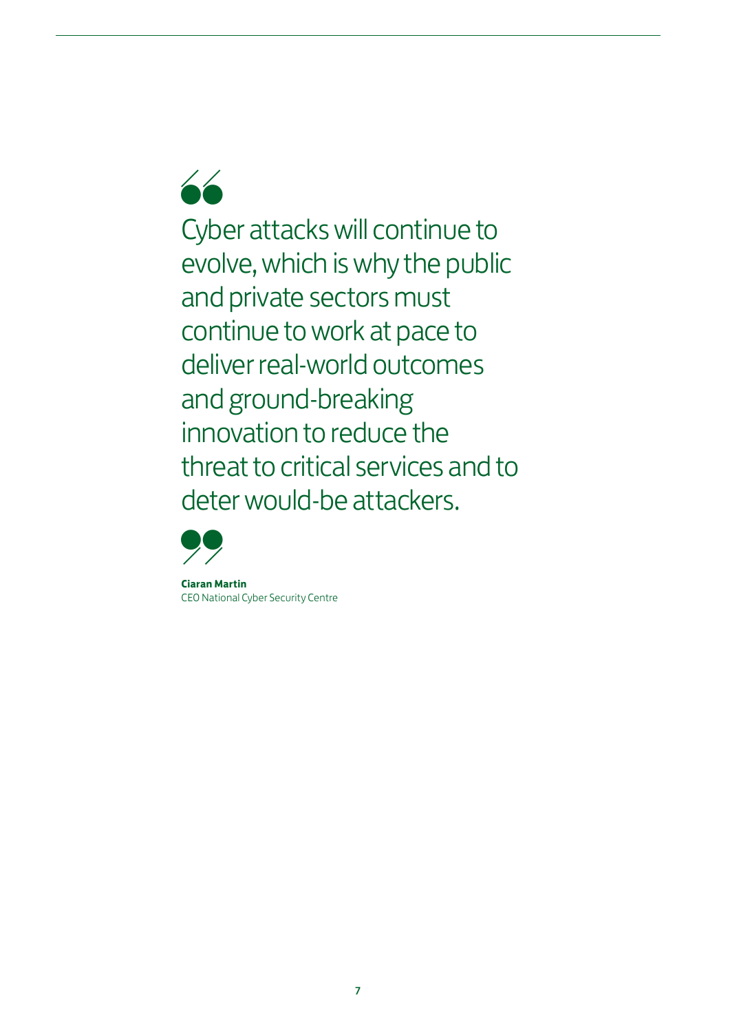> Cyber attacks will continue to evolve, which is why the public and private sectors must continue to work at pace to deliver real-world outcomes and ground-breaking innovation to reduce the threat to critical services and to deter would-be attackers.

**Ciaran Martin**
CEO National Cyber Security Centre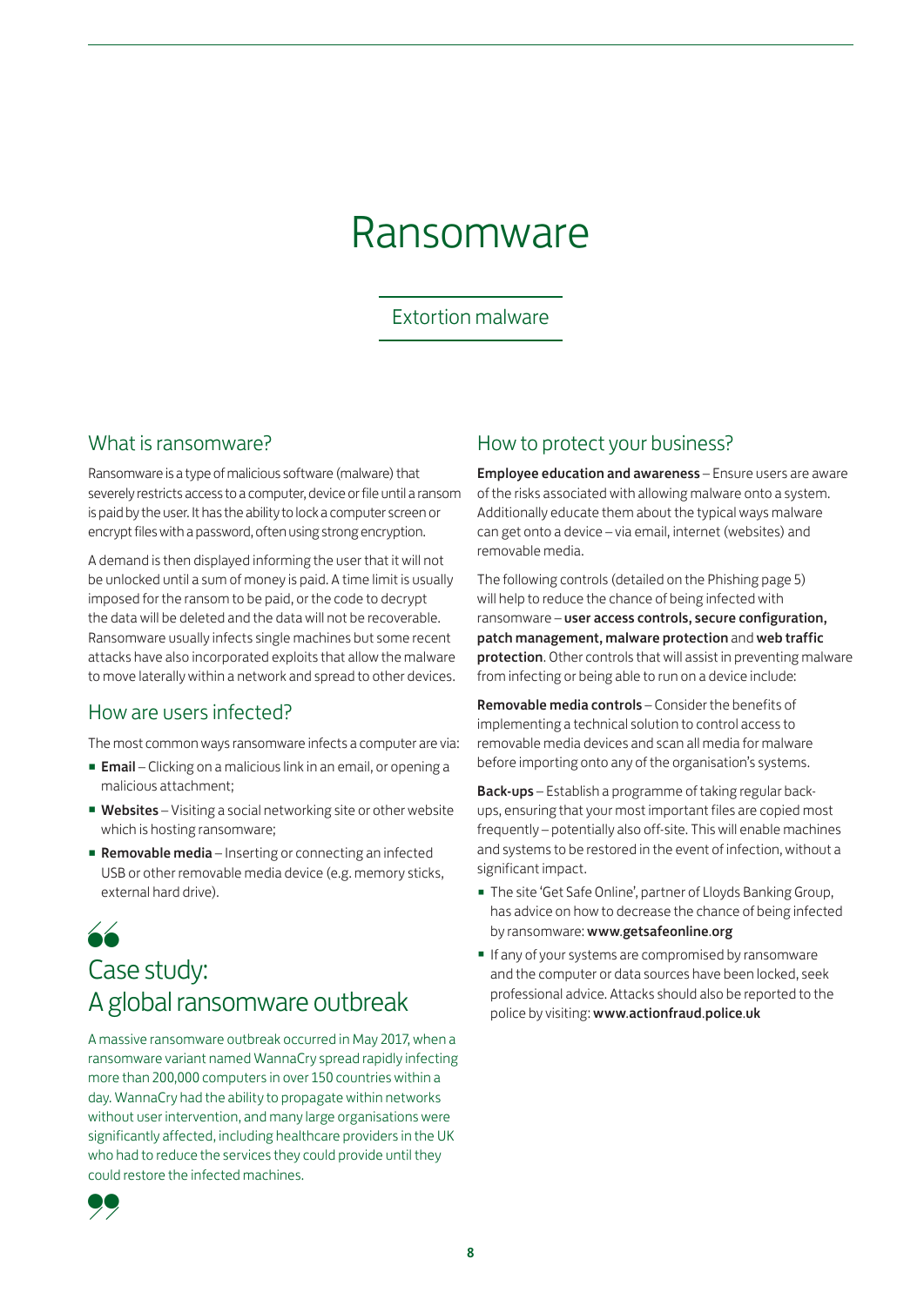# Ransomware

## Extortion malware

## What is ransomware?

Ransomware is a type of malicious software (malware) that severely restricts access to a computer, device or file until a ransom is paid by the user. It has the ability to lock a computer screen or encrypt files with a password, often using strong encryption.

A demand is then displayed informing the user that it will not be unlocked until a sum of money is paid. A time limit is usually imposed for the ransom to be paid, or the code to decrypt the data will be deleted and the data will not be recoverable. Ransomware usually infects single machines but some recent attacks have also incorporated exploits that allow the malware to move laterally within a network and spread to other devices.

## How are users infected?

The most common ways ransomware infects a computer are via:

- **Email** – Clicking on a malicious link in an email, or opening a malicious attachment;
- **Websites** – Visiting a social networking site or other website which is hosting ransomware;
- **Removable media** – Inserting or connecting an infected USB or other removable media device (e.g. memory sticks, external hard drive).

## Case study: A global ransomware outbreak

A massive ransomware outbreak occurred in May 2017, when a ransomware variant named WannaCry spread rapidly infecting more than 200,000 computers in over 150 countries within a day. WannaCry had the ability to propagate within networks without user intervention, and many large organisations were significantly affected, including healthcare providers in the UK who had to reduce the services they could provide until they could restore the infected machines.

## How to protect your business?

**Employee education and awareness** – Ensure users are aware of the risks associated with allowing malware onto a system. Additionally educate them about the typical ways malware can get onto a device – via email, internet (websites) and removable media.

The following controls (detailed on the Phishing page 5) will help to reduce the chance of being infected with ransomware – **user access controls, secure configuration, patch management, malware protection** and **web traffic protection**. Other controls that will assist in preventing malware from infecting or being able to run on a device include:

**Removable media controls** – Consider the benefits of implementing a technical solution to control access to removable media devices and scan all media for malware before importing onto any of the organisation's systems.

**Back-ups** – Establish a programme of taking regular back-ups, ensuring that your most important files are copied most frequently – potentially also off-site. This will enable machines and systems to be restored in the event of infection, without a significant impact.

- The site 'Get Safe Online', partner of Lloyds Banking Group, has advice on how to decrease the chance of being infected by ransomware: **www.getsafeonline.org**
- If any of your systems are compromised by ransomware and the computer or data sources have been locked, seek professional advice. Attacks should also be reported to the police by visiting: **www.actionfraud.police.uk**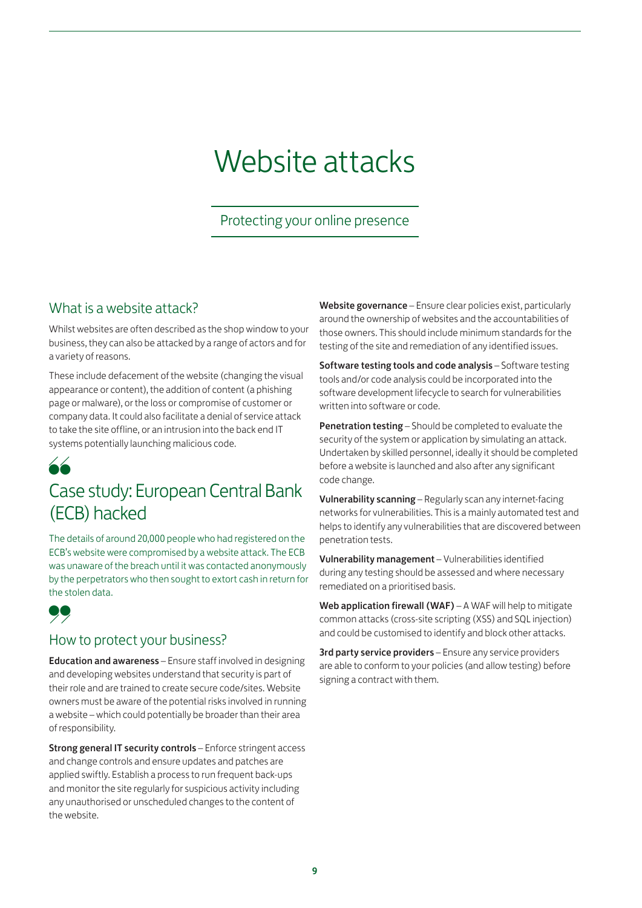# Website attacks

Protecting your online presence

## What is a website attack?

Whilst websites are often described as the shop window to your business, they can also be attacked by a range of actors and for a variety of reasons.

These include defacement of the website (changing the visual appearance or content), the addition of content (a phishing page or malware), or the loss or compromise of customer or company data. It could also facilitate a denial of service attack to take the site offline, or an intrusion into the back end IT systems potentially launching malicious code.

## Case study: European Central Bank (ECB) hacked

The details of around 20,000 people who had registered on the ECB's website were compromised by a website attack. The ECB was unaware of the breach until it was contacted anonymously by the perpetrators who then sought to extort cash in return for the stolen data.

## How to protect your business?

**Education and awareness** – Ensure staff involved in designing and developing websites understand that security is part of their role and are trained to create secure code/sites. Website owners must be aware of the potential risks involved in running a website – which could potentially be broader than their area of responsibility.

**Strong general IT security controls** – Enforce stringent access and change controls and ensure updates and patches are applied swiftly. Establish a process to run frequent back-ups and monitor the site regularly for suspicious activity including any unauthorised or unscheduled changes to the content of the website.

**Website governance** – Ensure clear policies exist, particularly around the ownership of websites and the accountabilities of those owners. This should include minimum standards for the testing of the site and remediation of any identified issues.

**Software testing tools and code analysis** – Software testing tools and/or code analysis could be incorporated into the software development lifecycle to search for vulnerabilities written into software or code.

**Penetration testing** – Should be completed to evaluate the security of the system or application by simulating an attack. Undertaken by skilled personnel, ideally it should be completed before a website is launched and also after any significant code change.

**Vulnerability scanning** – Regularly scan any internet-facing networks for vulnerabilities. This is a mainly automated test and helps to identify any vulnerabilities that are discovered between penetration tests.

**Vulnerability management** – Vulnerabilities identified during any testing should be assessed and where necessary remediated on a prioritised basis.

**Web application firewall (WAF)** – A WAF will help to mitigate common attacks (cross-site scripting (XSS) and SQL injection) and could be customised to identify and block other attacks.

**3rd party service providers** – Ensure any service providers are able to conform to your policies (and allow testing) before signing a contract with them.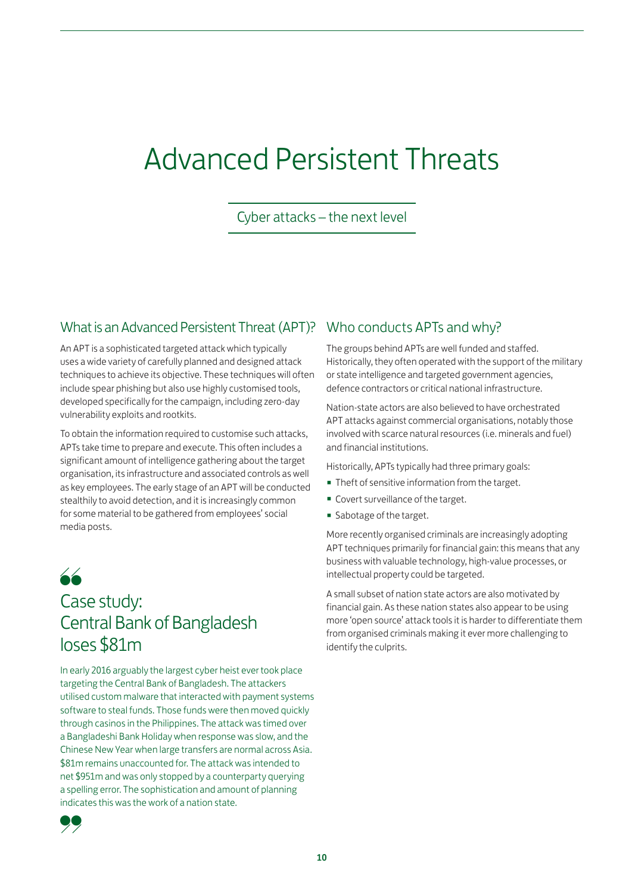# Advanced Persistent Threats

Cyber attacks – the next level

## What is an Advanced Persistent Threat (APT)?

An APT is a sophisticated targeted attack which typically uses a wide variety of carefully planned and designed attack techniques to achieve its objective. These techniques will often include spear phishing but also use highly customised tools, developed specifically for the campaign, including zero-day vulnerability exploits and rootkits.

To obtain the information required to customise such attacks, APTs take time to prepare and execute. This often includes a significant amount of intelligence gathering about the target organisation, its infrastructure and associated controls as well as key employees. The early stage of an APT will be conducted stealthily to avoid detection, and it is increasingly common for some material to be gathered from employees' social media posts.

## Case study: Central Bank of Bangladesh loses $81m

In early 2016 arguably the largest cyber heist ever took place targeting the Central Bank of Bangladesh. The attackers utilised custom malware that interacted with payment systems software to steal funds. Those funds were then moved quickly through casinos in the Philippines. The attack was timed over a Bangladeshi Bank Holiday when response was slow, and the Chinese New Year when large transfers are normal across Asia. $81m remains unaccounted for. The attack was intended to net $951m and was only stopped by a counterparty querying a spelling error. The sophistication and amount of planning indicates this was the work of a nation state.

## Who conducts APTs and why?

The groups behind APTs are well funded and staffed. Historically, they often operated with the support of the military or state intelligence and targeted government agencies, defence contractors or critical national infrastructure.

Nation-state actors are also believed to have orchestrated APT attacks against commercial organisations, notably those involved with scarce natural resources (i.e. minerals and fuel) and financial institutions.

Historically, APTs typically had three primary goals:

- Theft of sensitive information from the target.
- Covert surveillance of the target.
- Sabotage of the target.

More recently organised criminals are increasingly adopting APT techniques primarily for financial gain: this means that any business with valuable technology, high-value processes, or intellectual property could be targeted.

A small subset of nation state actors are also motivated by financial gain. As these nation states also appear to be using more 'open source' attack tools it is harder to differentiate them from organised criminals making it ever more challenging to identify the culprits.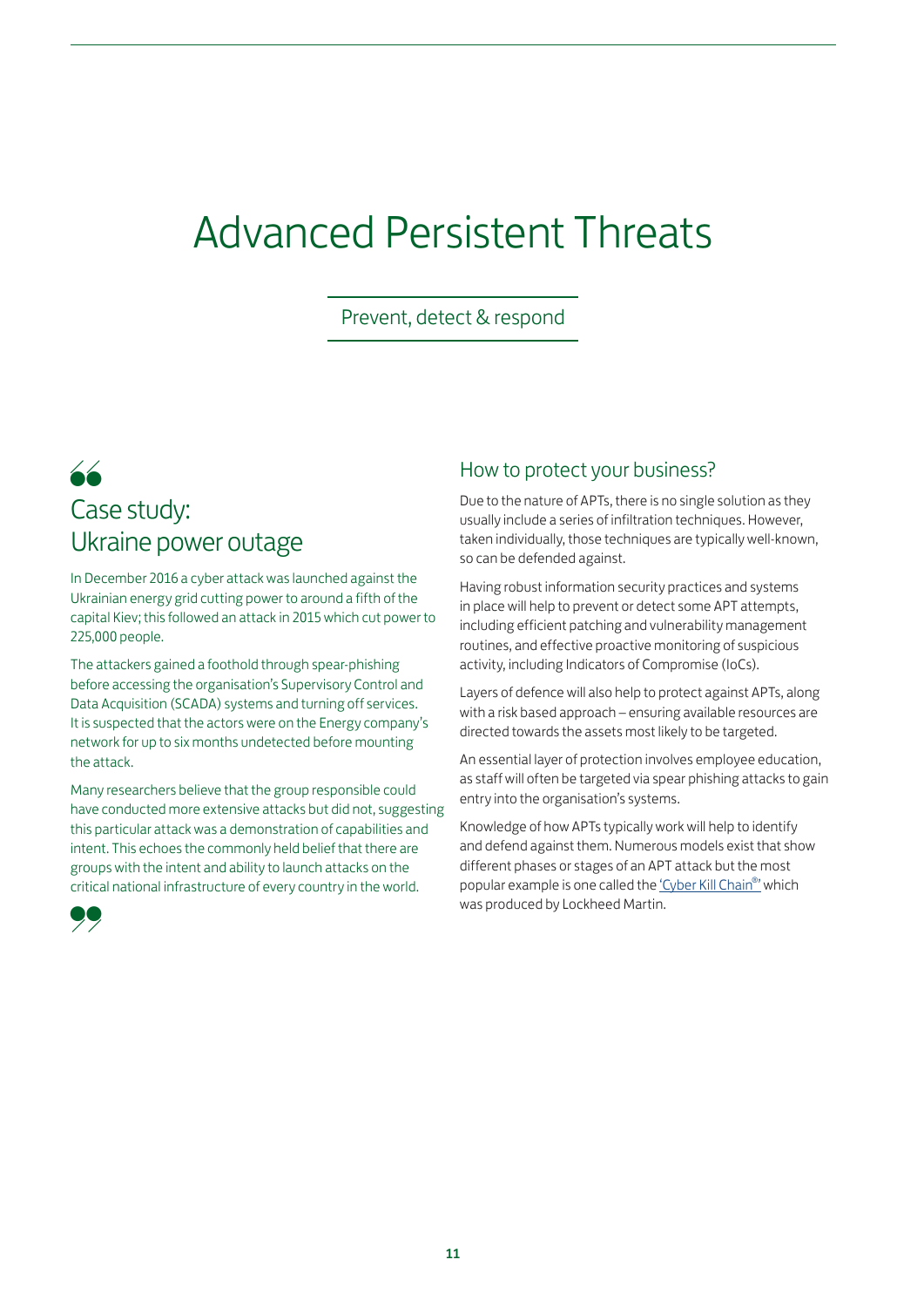# Advanced Persistent Threats

Prevent, detect & respond

## Case study: Ukraine power outage

In December 2016 a cyber attack was launched against the Ukrainian energy grid cutting power to around a fifth of the capital Kiev; this followed an attack in 2015 which cut power to 225,000 people.

The attackers gained a foothold through spear-phishing before accessing the organisation's Supervisory Control and Data Acquisition (SCADA) systems and turning off services. It is suspected that the actors were on the Energy company's network for up to six months undetected before mounting the attack.

Many researchers believe that the group responsible could have conducted more extensive attacks but did not, suggesting this particular attack was a demonstration of capabilities and intent. This echoes the commonly held belief that there are groups with the intent and ability to launch attacks on the critical national infrastructure of every country in the world.

## How to protect your business?

Due to the nature of APTs, there is no single solution as they usually include a series of infiltration techniques. However, taken individually, those techniques are typically well-known, so can be defended against.

Having robust information security practices and systems in place will help to prevent or detect some APT attempts, including efficient patching and vulnerability management routines, and effective proactive monitoring of suspicious activity, including Indicators of Compromise (IoCs).

Layers of defence will also help to protect against APTs, along with a risk based approach – ensuring available resources are directed towards the assets most likely to be targeted.

An essential layer of protection involves employee education, as staff will often be targeted via spear phishing attacks to gain entry into the organisation's systems.

Knowledge of how APTs typically work will help to identify and defend against them. Numerous models exist that show different phases or stages of an APT attack but the most popular example is one called the 'Cyber Kill Chain®' which was produced by Lockheed Martin.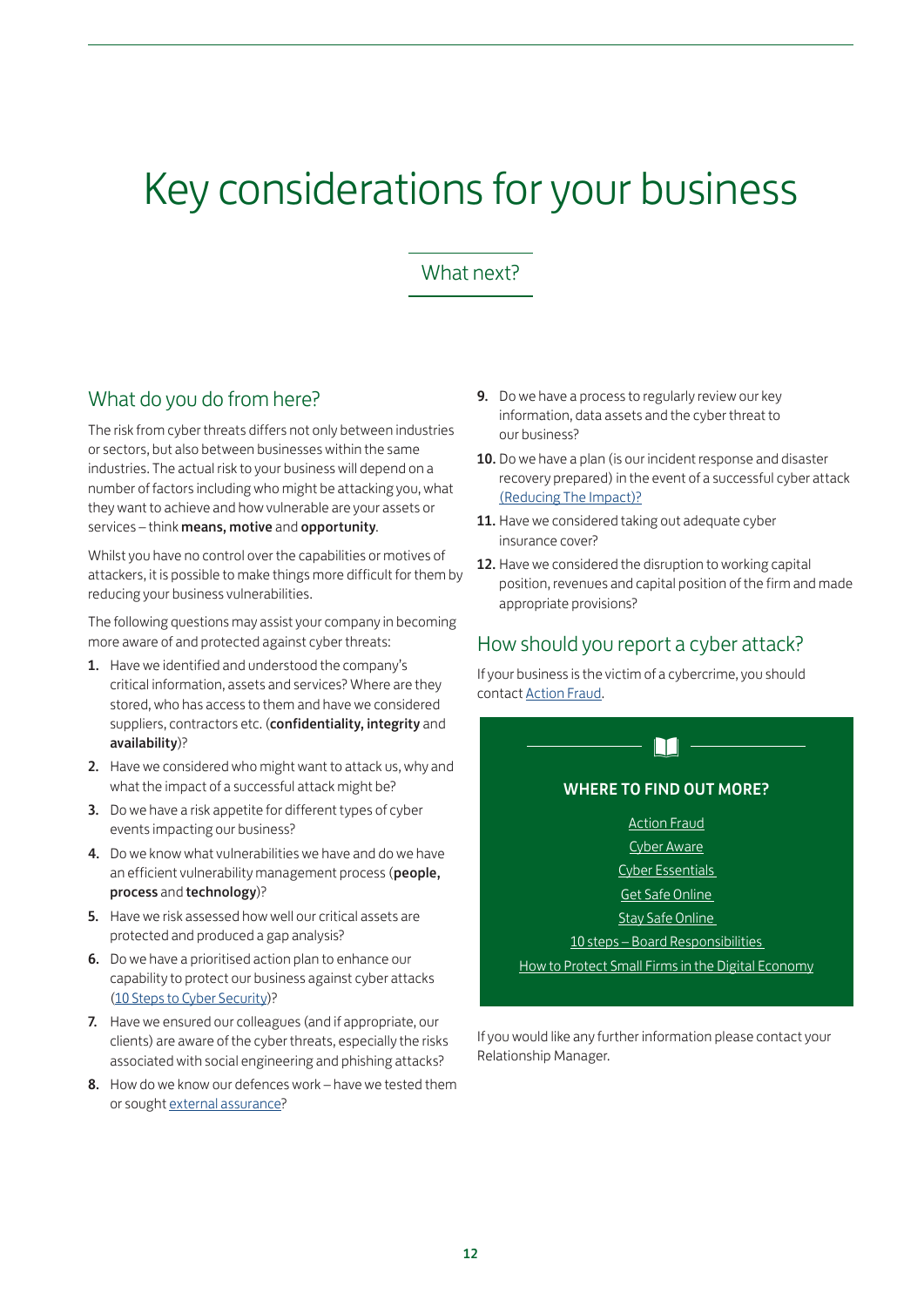# Key considerations for your business

## What next?

### What do you do from here?

The risk from cyber threats differs not only between industries or sectors, but also between businesses within the same industries. The actual risk to your business will depend on a number of factors including who might be attacking you, what they want to achieve and how vulnerable are your assets or services – think **means, motive** and **opportunity**.

Whilst you have no control over the capabilities or motives of attackers, it is possible to make things more difficult for them by reducing your business vulnerabilities.

The following questions may assist your company in becoming more aware of and protected against cyber threats:

1. Have we identified and understood the company's critical information, assets and services? Where are they stored, who has access to them and have we considered suppliers, contractors etc. (**confidentiality, integrity** and **availability**)?
2. Have we considered who might want to attack us, why and what the impact of a successful attack might be?
3. Do we have a risk appetite for different types of cyber events impacting our business?
4. Do we know what vulnerabilities we have and do we have an efficient vulnerability management process (**people, process** and **technology**)?
5. Have we risk assessed how well our critical assets are protected and produced a gap analysis?
6. Do we have a prioritised action plan to enhance our capability to protect our business against cyber attacks (10 Steps to Cyber Security)?
7. Have we ensured our colleagues (and if appropriate, our clients) are aware of the cyber threats, especially the risks associated with social engineering and phishing attacks?
8. How do we know our defences work – have we tested them or sought external assurance?
9. Do we have a process to regularly review our key information, data assets and the cyber threat to our business?
10. Do we have a plan (is our incident response and disaster recovery prepared) in the event of a successful cyber attack (Reducing The Impact)?
11. Have we considered taking out adequate cyber insurance cover?
12. Have we considered the disruption to working capital position, revenues and capital position of the firm and made appropriate provisions?

### How should you report a cyber attack?

If your business is the victim of a cybercrime, you should contact Action Fraud.

**WHERE TO FIND OUT MORE?**

Action Fraud

Cyber Aware

Cyber Essentials

Get Safe Online

Stay Safe Online

10 steps – Board Responsibilities

How to Protect Small Firms in the Digital Economy

If you would like any further information please contact your Relationship Manager.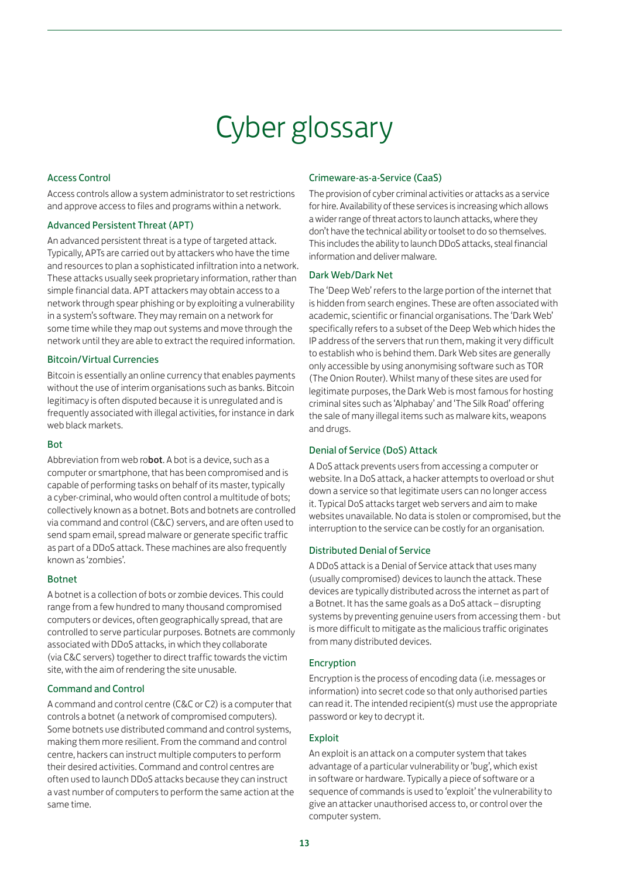# Cyber glossary

### Access Control

Access controls allow a system administrator to set restrictions and approve access to files and programs within a network.

### Advanced Persistent Threat (APT)

An advanced persistent threat is a type of targeted attack. Typically, APTs are carried out by attackers who have the time and resources to plan a sophisticated infiltration into a network. These attacks usually seek proprietary information, rather than simple financial data. APT attackers may obtain access to a network through spear phishing or by exploiting a vulnerability in a system's software. They may remain on a network for some time while they map out systems and move through the network until they are able to extract the required information.

### Bitcoin/Virtual Currencies

Bitcoin is essentially an online currency that enables payments without the use of interim organisations such as banks. Bitcoin legitimacy is often disputed because it is unregulated and is frequently associated with illegal activities, for instance in dark web black markets.

### Bot

Abbreviation from web ro**bot**. A bot is a device, such as a computer or smartphone, that has been compromised and is capable of performing tasks on behalf of its master, typically a cyber-criminal, who would often control a multitude of bots; collectively known as a botnet. Bots and botnets are controlled via command and control (C&C) servers, and are often used to send spam email, spread malware or generate specific traffic as part of a DDoS attack. These machines are also frequently known as 'zombies'.

### Botnet

A botnet is a collection of bots or zombie devices. This could range from a few hundred to many thousand compromised computers or devices, often geographically spread, that are controlled to serve particular purposes. Botnets are commonly associated with DDoS attacks, in which they collaborate (via C&C servers) together to direct traffic towards the victim site, with the aim of rendering the site unusable.

### Command and Control

A command and control centre (C&C or C2) is a computer that controls a botnet (a network of compromised computers). Some botnets use distributed command and control systems, making them more resilient. From the command and control centre, hackers can instruct multiple computers to perform their desired activities. Command and control centres are often used to launch DDoS attacks because they can instruct a vast number of computers to perform the same action at the same time.

### Crimeware-as-a-Service (CaaS)

The provision of cyber criminal activities or attacks as a service for hire. Availability of these services is increasing which allows a wider range of threat actors to launch attacks, where they don't have the technical ability or toolset to do so themselves. This includes the ability to launch DDoS attacks, steal financial information and deliver malware.

### Dark Web/Dark Net

The 'Deep Web' refers to the large portion of the internet that is hidden from search engines. These are often associated with academic, scientific or financial organisations. The 'Dark Web' specifically refers to a subset of the Deep Web which hides the IP address of the servers that run them, making it very difficult to establish who is behind them. Dark Web sites are generally only accessible by using anonymising software such as TOR (The Onion Router). Whilst many of these sites are used for legitimate purposes, the Dark Web is most famous for hosting criminal sites such as 'Alphabay' and 'The Silk Road' offering the sale of many illegal items such as malware kits, weapons and drugs.

### Denial of Service (DoS) Attack

A DoS attack prevents users from accessing a computer or website. In a DoS attack, a hacker attempts to overload or shut down a service so that legitimate users can no longer access it. Typical DoS attacks target web servers and aim to make websites unavailable. No data is stolen or compromised, but the interruption to the service can be costly for an organisation.

### Distributed Denial of Service

A DDoS attack is a Denial of Service attack that uses many (usually compromised) devices to launch the attack. These devices are typically distributed across the internet as part of a Botnet. It has the same goals as a DoS attack – disrupting systems by preventing genuine users from accessing them - but is more difficult to mitigate as the malicious traffic originates from many distributed devices.

### Encryption

Encryption is the process of encoding data (i.e. messages or information) into secret code so that only authorised parties can read it. The intended recipient(s) must use the appropriate password or key to decrypt it.

### Exploit

An exploit is an attack on a computer system that takes advantage of a particular vulnerability or 'bug', which exist in software or hardware. Typically a piece of software or a sequence of commands is used to 'exploit' the vulnerability to give an attacker unauthorised access to, or control over the computer system.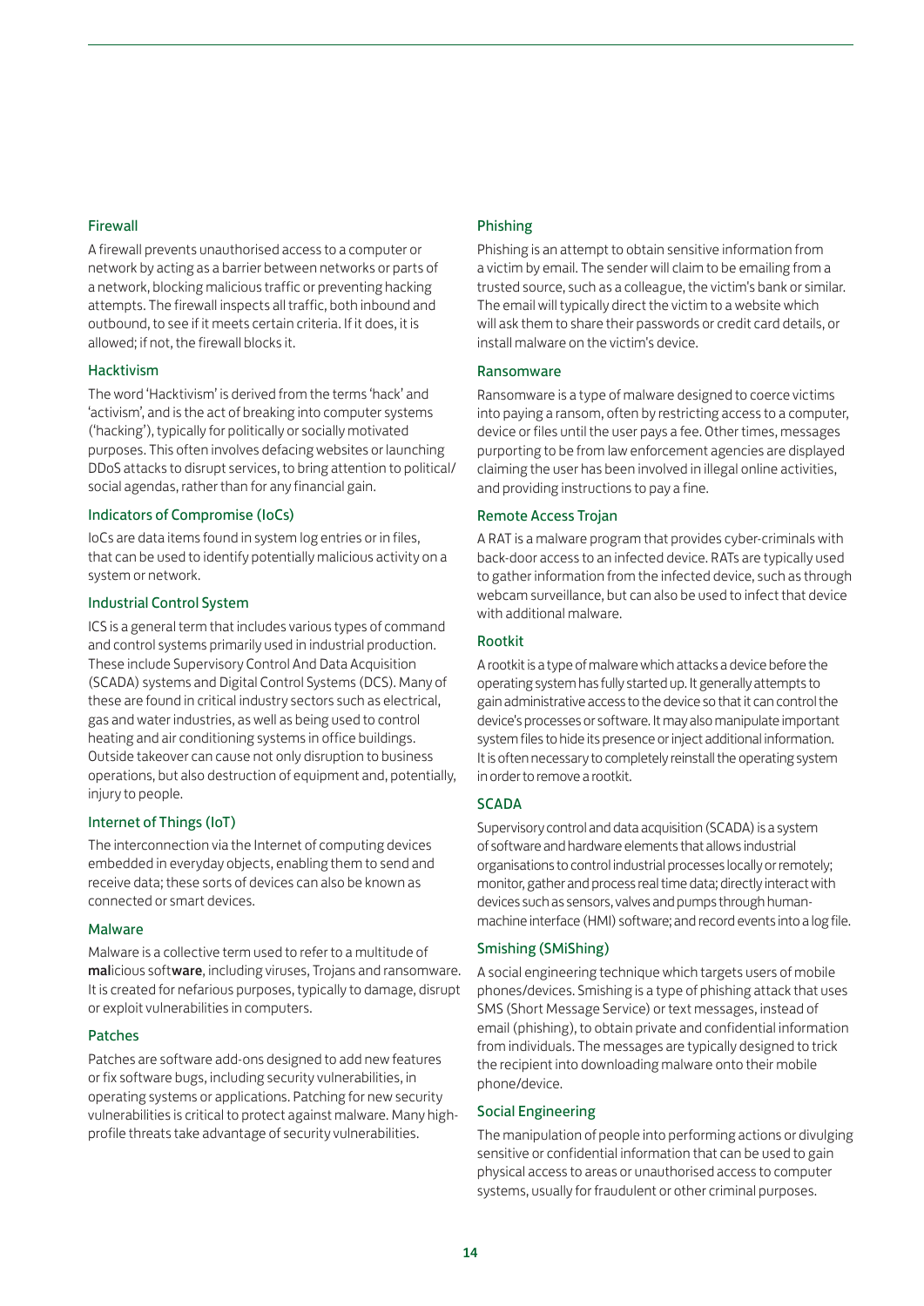### Firewall

A firewall prevents unauthorised access to a computer or network by acting as a barrier between networks or parts of a network, blocking malicious traffic or preventing hacking attempts. The firewall inspects all traffic, both inbound and outbound, to see if it meets certain criteria. If it does, it is allowed; if not, the firewall blocks it.

### Hacktivism

The word 'Hacktivism' is derived from the terms 'hack' and 'activism', and is the act of breaking into computer systems ('hacking'), typically for politically or socially motivated purposes. This often involves defacing websites or launching DDoS attacks to disrupt services, to bring attention to political/social agendas, rather than for any financial gain.

### Indicators of Compromise (IoCs)

IoCs are data items found in system log entries or in files, that can be used to identify potentially malicious activity on a system or network.

### Industrial Control System

ICS is a general term that includes various types of command and control systems primarily used in industrial production. These include Supervisory Control And Data Acquisition (SCADA) systems and Digital Control Systems (DCS). Many of these are found in critical industry sectors such as electrical, gas and water industries, as well as being used to control heating and air conditioning systems in office buildings. Outside takeover can cause not only disruption to business operations, but also destruction of equipment and, potentially, injury to people.

### Internet of Things (IoT)

The interconnection via the Internet of computing devices embedded in everyday objects, enabling them to send and receive data; these sorts of devices can also be known as connected or smart devices.

### Malware

Malware is a collective term used to refer to a multitude of **mal**icious soft**ware**, including viruses, Trojans and ransomware. It is created for nefarious purposes, typically to damage, disrupt or exploit vulnerabilities in computers.

### Patches

Patches are software add-ons designed to add new features or fix software bugs, including security vulnerabilities, in operating systems or applications. Patching for new security vulnerabilities is critical to protect against malware. Many high-profile threats take advantage of security vulnerabilities.

### Phishing

Phishing is an attempt to obtain sensitive information from a victim by email. The sender will claim to be emailing from a trusted source, such as a colleague, the victim's bank or similar. The email will typically direct the victim to a website which will ask them to share their passwords or credit card details, or install malware on the victim's device.

### Ransomware

Ransomware is a type of malware designed to coerce victims into paying a ransom, often by restricting access to a computer, device or files until the user pays a fee. Other times, messages purporting to be from law enforcement agencies are displayed claiming the user has been involved in illegal online activities, and providing instructions to pay a fine.

### Remote Access Trojan

A RAT is a malware program that provides cyber-criminals with back-door access to an infected device. RATs are typically used to gather information from the infected device, such as through webcam surveillance, but can also be used to infect that device with additional malware.

### Rootkit

A rootkit is a type of malware which attacks a device before the operating system has fully started up. It generally attempts to gain administrative access to the device so that it can control the device's processes or software. It may also manipulate important system files to hide its presence or inject additional information. It is often necessary to completely reinstall the operating system in order to remove a rootkit.

### SCADA

Supervisory control and data acquisition (SCADA) is a system of software and hardware elements that allows industrial organisations to control industrial processes locally or remotely; monitor, gather and process real time data; directly interact with devices such as sensors, valves and pumps through human-machine interface (HMI) software; and record events into a log file.

### Smishing (SMiShing)

A social engineering technique which targets users of mobile phones/devices. Smishing is a type of phishing attack that uses SMS (Short Message Service) or text messages, instead of email (phishing), to obtain private and confidential information from individuals. The messages are typically designed to trick the recipient into downloading malware onto their mobile phone/device.

### Social Engineering

The manipulation of people into performing actions or divulging sensitive or confidential information that can be used to gain physical access to areas or unauthorised access to computer systems, usually for fraudulent or other criminal purposes.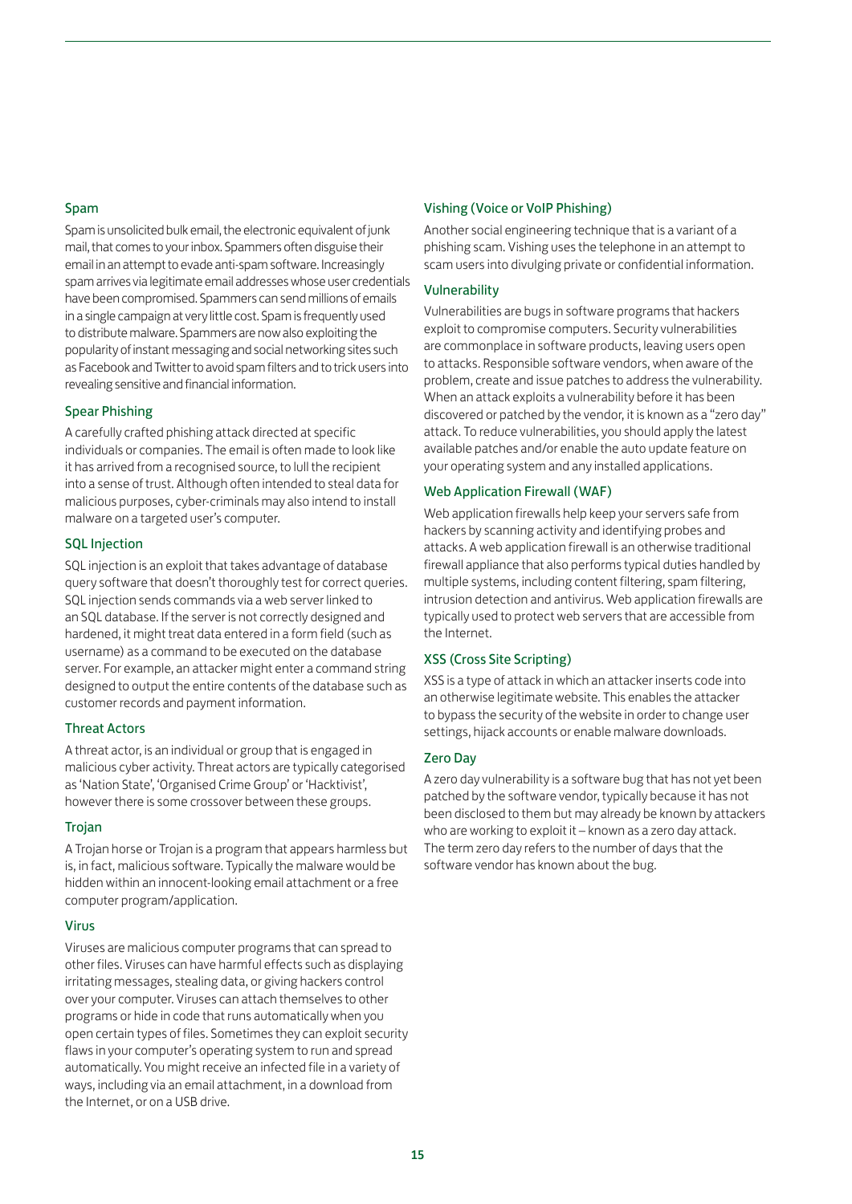### Spam

Spam is unsolicited bulk email, the electronic equivalent of junk mail, that comes to your inbox. Spammers often disguise their email in an attempt to evade anti-spam software. Increasingly spam arrives via legitimate email addresses whose user credentials have been compromised. Spammers can send millions of emails in a single campaign at very little cost. Spam is frequently used to distribute malware. Spammers are now also exploiting the popularity of instant messaging and social networking sites such as Facebook and Twitter to avoid spam filters and to trick users into revealing sensitive and financial information.

### Spear Phishing

A carefully crafted phishing attack directed at specific individuals or companies. The email is often made to look like it has arrived from a recognised source, to lull the recipient into a sense of trust. Although often intended to steal data for malicious purposes, cyber-criminals may also intend to install malware on a targeted user's computer.

### SQL Injection

SQL injection is an exploit that takes advantage of database query software that doesn't thoroughly test for correct queries. SQL injection sends commands via a web server linked to an SQL database. If the server is not correctly designed and hardened, it might treat data entered in a form field (such as username) as a command to be executed on the database server. For example, an attacker might enter a command string designed to output the entire contents of the database such as customer records and payment information.

### Threat Actors

A threat actor, is an individual or group that is engaged in malicious cyber activity. Threat actors are typically categorised as 'Nation State', 'Organised Crime Group' or 'Hacktivist', however there is some crossover between these groups.

### Trojan

A Trojan horse or Trojan is a program that appears harmless but is, in fact, malicious software. Typically the malware would be hidden within an innocent-looking email attachment or a free computer program/application.

### Virus

Viruses are malicious computer programs that can spread to other files. Viruses can have harmful effects such as displaying irritating messages, stealing data, or giving hackers control over your computer. Viruses can attach themselves to other programs or hide in code that runs automatically when you open certain types of files. Sometimes they can exploit security flaws in your computer's operating system to run and spread automatically. You might receive an infected file in a variety of ways, including via an email attachment, in a download from the Internet, or on a USB drive.

### Vishing (Voice or VoIP Phishing)

Another social engineering technique that is a variant of a phishing scam. Vishing uses the telephone in an attempt to scam users into divulging private or confidential information.

### Vulnerability

Vulnerabilities are bugs in software programs that hackers exploit to compromise computers. Security vulnerabilities are commonplace in software products, leaving users open to attacks. Responsible software vendors, when aware of the problem, create and issue patches to address the vulnerability. When an attack exploits a vulnerability before it has been discovered or patched by the vendor, it is known as a "zero day" attack. To reduce vulnerabilities, you should apply the latest available patches and/or enable the auto update feature on your operating system and any installed applications.

### Web Application Firewall (WAF)

Web application firewalls help keep your servers safe from hackers by scanning activity and identifying probes and attacks. A web application firewall is an otherwise traditional firewall appliance that also performs typical duties handled by multiple systems, including content filtering, spam filtering, intrusion detection and antivirus. Web application firewalls are typically used to protect web servers that are accessible from the Internet.

### XSS (Cross Site Scripting)

XSS is a type of attack in which an attacker inserts code into an otherwise legitimate website. This enables the attacker to bypass the security of the website in order to change user settings, hijack accounts or enable malware downloads.

### Zero Day

A zero day vulnerability is a software bug that has not yet been patched by the software vendor, typically because it has not been disclosed to them but may already be known by attackers who are working to exploit it – known as a zero day attack. The term zero day refers to the number of days that the software vendor has known about the bug.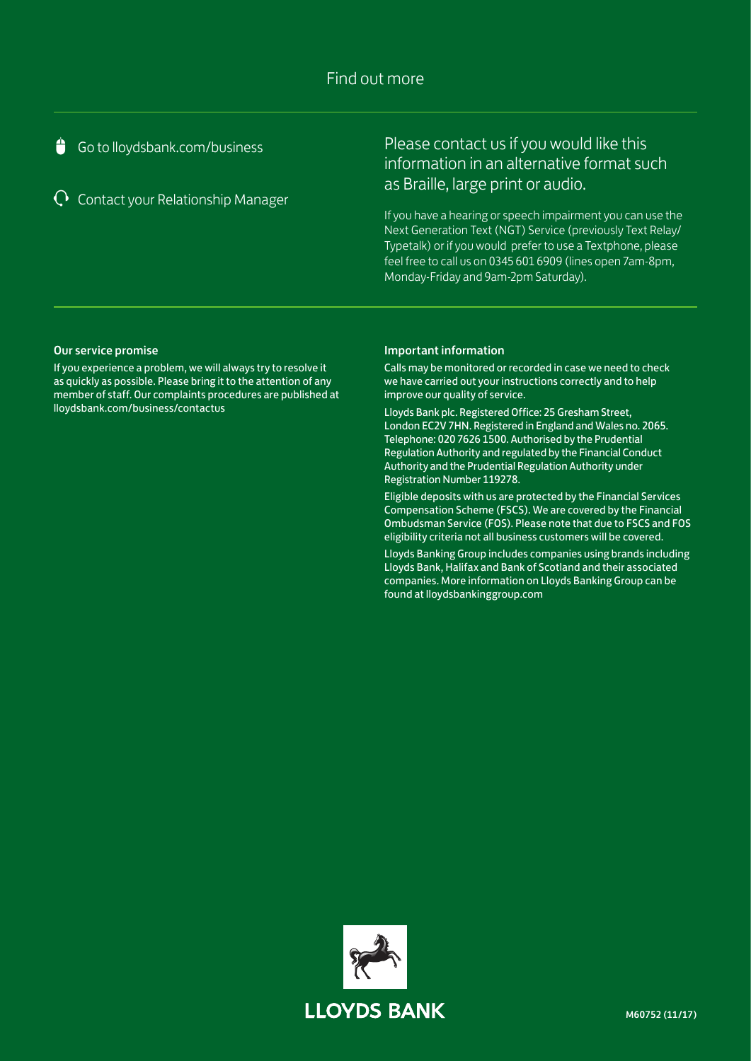## Find out more

- Go to lloydsbank.com/business
- Contact your Relationship Manager

Please contact us if you would like this information in an alternative format such as Braille, large print or audio.

If you have a hearing or speech impairment you can use the Next Generation Text (NGT) Service (previously Text Relay/ Typetalk) or if you would prefer to use a Textphone, please feel free to call us on 0345 601 6909 (lines open 7am-8pm, Monday-Friday and 9am-2pm Saturday).

**Our service promise**

If you experience a problem, we will always try to resolve it as quickly as possible. Please bring it to the attention of any member of staff. Our complaints procedures are published at lloydsbank.com/business/contactus

**Important information**

Calls may be monitored or recorded in case we need to check we have carried out your instructions correctly and to help improve our quality of service.

Lloyds Bank plc. Registered Office: 25 Gresham Street, London EC2V 7HN. Registered in England and Wales no. 2065. Telephone: 020 7626 1500. Authorised by the Prudential Regulation Authority and regulated by the Financial Conduct Authority and the Prudential Regulation Authority under Registration Number 119278.

Eligible deposits with us are protected by the Financial Services Compensation Scheme (FSCS). We are covered by the Financial Ombudsman Service (FOS). Please note that due to FSCS and FOS eligibility criteria not all business customers will be covered.

Lloyds Banking Group includes companies using brands including Lloyds Bank, Halifax and Bank of Scotland and their associated companies. More information on Lloyds Banking Group can be found at lloydsbankinggroup.com

LLOYDS BANK

M60752 (11/17)